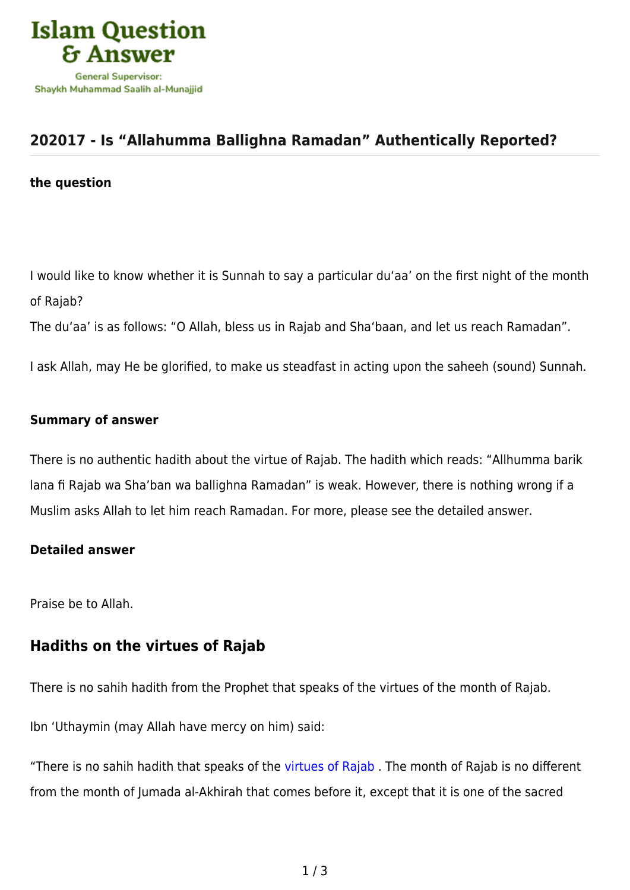## 202017 - Is “Allahumma Ballighna Ramadan” Authentically Reported?

**the question**

I would like to know whether it is Sunnah to say a particular du‘aa’ on the first night of the month of Rajab?
The du‘aa’ is as follows: “O Allah, bless us in Rajab and Sha‘baan, and let us reach Ramadan”.

I ask Allah, may He be glorified, to make us steadfast in acting upon the saheeh (sound) Sunnah.

**Summary of answer**

There is no authentic hadith about the virtue of Rajab. The hadith which reads: “Allhumma barik lana fi Rajab wa Sha’ban wa ballighna Ramadan” is weak. However, there is nothing wrong if a Muslim asks Allah to let him reach Ramadan. For more, please see the detailed answer.

**Detailed answer**

Praise be to Allah.

### Hadiths on the virtues of Rajab

There is no sahih hadith from the Prophet that speaks of the virtues of the month of Rajab.

Ibn ‘Uthaymin (may Allah have mercy on him) said:

“There is no sahih hadith that speaks of the virtues of Rajab . The month of Rajab is no different from the month of Jumada al-Akhirah that comes before it, except that it is one of the sacred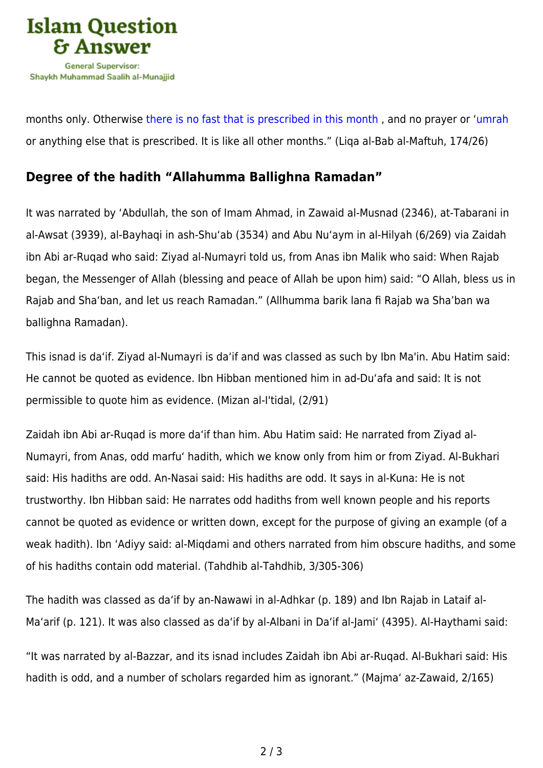months only. Otherwise there is no fast that is prescribed in this month , and no prayer or 'umrah or anything else that is prescribed. It is like all other months." (Liqa al-Bab al-Maftuh, 174/26)

## Degree of the hadith "Allahumma Ballighna Ramadan"

It was narrated by 'Abdullah, the son of Imam Ahmad, in Zawaid al-Musnad (2346), at-Tabarani in al-Awsat (3939), al-Bayhaqi in ash-Shu'ab (3534) and Abu Nu'aym in al-Hilyah (6/269) via Zaidah ibn Abi ar-Ruqad who said: Ziyad al-Numayri told us, from Anas ibn Malik who said: When Rajab began, the Messenger of Allah (blessing and peace of Allah be upon him) said: "O Allah, bless us in Rajab and Sha'ban, and let us reach Ramadan." (Allhumma barik lana fi Rajab wa Sha'ban wa ballighna Ramadan).

This isnad is da'if. Ziyad al-Numayri is da'if and was classed as such by Ibn Ma'in. Abu Hatim said: He cannot be quoted as evidence. Ibn Hibban mentioned him in ad-Du'afa and said: It is not permissible to quote him as evidence. (Mizan al-I'tidal, (2/91)

Zaidah ibn Abi ar-Ruqad is more da'if than him. Abu Hatim said: He narrated from Ziyad al-Numayri, from Anas, odd marfu' hadith, which we know only from him or from Ziyad. Al-Bukhari said: His hadiths are odd. An-Nasai said: His hadiths are odd. It says in al-Kuna: He is not trustworthy. Ibn Hibban said: He narrates odd hadiths from well known people and his reports cannot be quoted as evidence or written down, except for the purpose of giving an example (of a weak hadith). Ibn 'Adiyy said: al-Miqdami and others narrated from him obscure hadiths, and some of his hadiths contain odd material. (Tahdhib al-Tahdhib, 3/305-306)

The hadith was classed as da'if by an-Nawawi in al-Adhkar (p. 189) and Ibn Rajab in Lataif al-Ma'arif (p. 121). It was also classed as da'if by al-Albani in Da'if al-Jami' (4395). Al-Haythami said:

"It was narrated by al-Bazzar, and its isnad includes Zaidah ibn Abi ar-Ruqad. Al-Bukhari said: His hadith is odd, and a number of scholars regarded him as ignorant." (Majma' az-Zawaid, 2/165)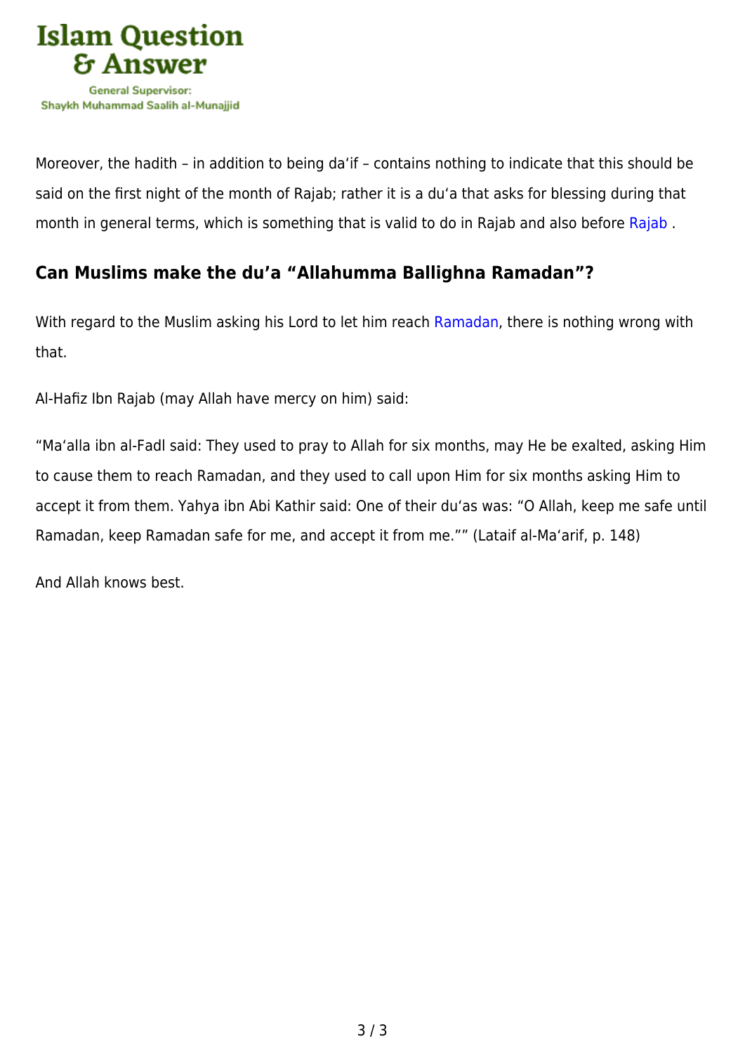Moreover, the hadith – in addition to being da‘if – contains nothing to indicate that this should be said on the first night of the month of Rajab; rather it is a du‘a that asks for blessing during that month in general terms, which is something that is valid to do in Rajab and also before Rajab .

### Can Muslims make the du’a “Allahumma Ballighna Ramadan”?

With regard to the Muslim asking his Lord to let him reach Ramadan, there is nothing wrong with that.

Al-Hafiz Ibn Rajab (may Allah have mercy on him) said:

“Ma‘alla ibn al-Fadl said: They used to pray to Allah for six months, may He be exalted, asking Him to cause them to reach Ramadan, and they used to call upon Him for six months asking Him to accept it from them. Yahya ibn Abi Kathir said: One of their du‘as was: “O Allah, keep me safe until Ramadan, keep Ramadan safe for me, and accept it from me.”” (Lataif al-Ma‘arif, p. 148)

And Allah knows best.